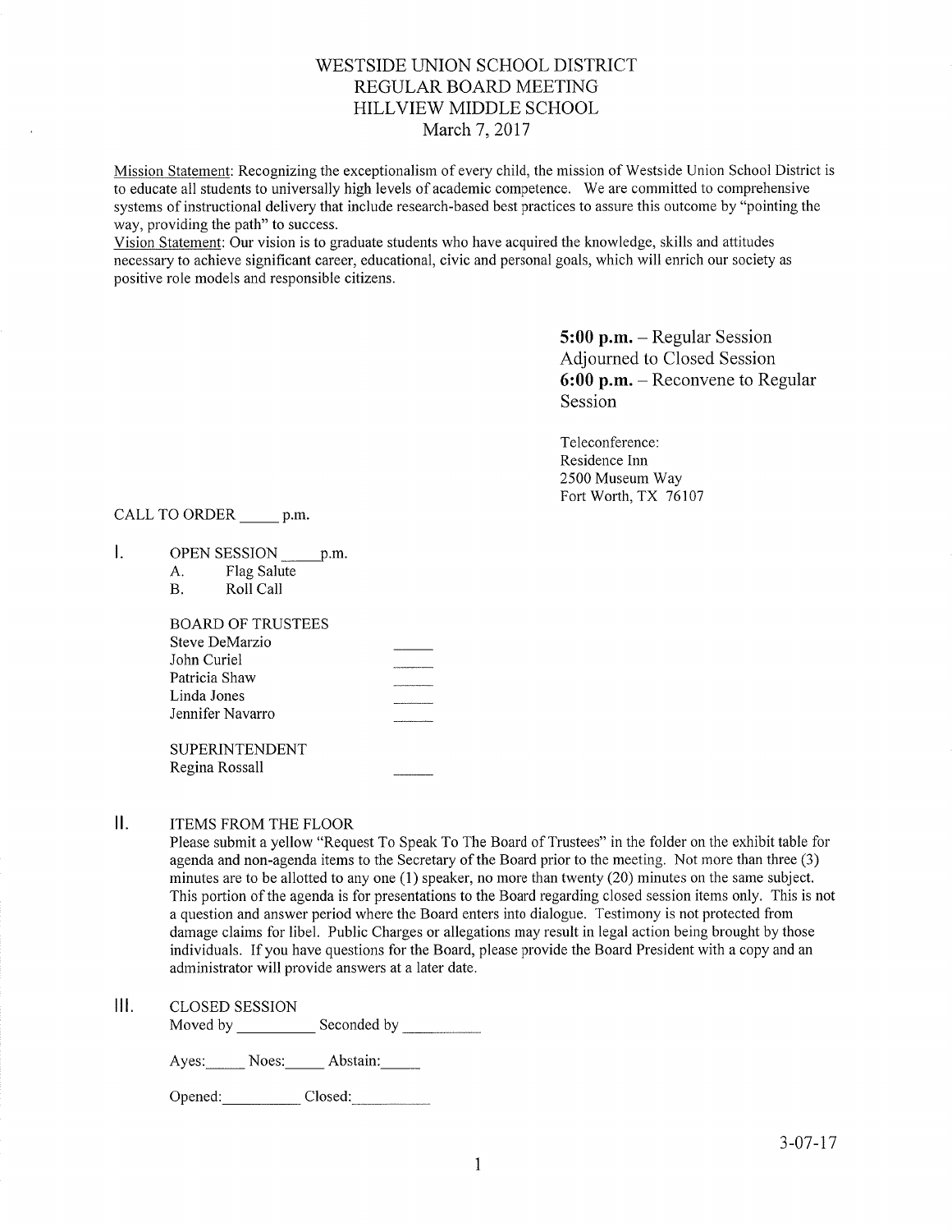# WESTSIDE UNION SCHOOL DISTRICT
## REGULAR BOARD MEETING
## HILLVIEW MIDDLE SCHOOL
### March 7, 2017

Mission Statement: Recognizing the exceptionalism of every child, the mission of Westside Union School District is to educate all students to universally high levels of academic competence. We are committed to comprehensive systems of instructional delivery that include research-based best practices to assure this outcome by "pointing the way, providing the path" to success.

Vision Statement: Our vision is to graduate students who have acquired the knowledge, skills and attitudes necessary to achieve significant career, educational, civic and personal goals, which will enrich our society as positive role models and responsible citizens.

**5:00 p.m.** – Regular Session
Adjourned to Closed Session
**6:00 p.m.** – Reconvene to Regular Session

Teleconference:
Residence Inn
2500 Museum Way
Fort Worth, TX 76107

CALL TO ORDER _____ p.m.

I. OPEN SESSION _____ p.m.
   A. Flag Salute
   B. Roll Call

BOARD OF TRUSTEES

| | |
|---|---|
| Steve DeMarzio | _____ |
| John Curiel | _____ |
| Patricia Shaw | _____ |
| Linda Jones | _____ |
| Jennifer Navarro | _____ |

SUPERINTENDENT

| | |
|---|---|
| Regina Rossall | _____ |

II. ITEMS FROM THE FLOOR

Please submit a yellow "Request To Speak To The Board of Trustees" in the folder on the exhibit table for agenda and non-agenda items to the Secretary of the Board prior to the meeting. Not more than three (3) minutes are to be allotted to any one (1) speaker, no more than twenty (20) minutes on the same subject. This portion of the agenda is for presentations to the Board regarding closed session items only. This is not a question and answer period where the Board enters into dialogue. Testimony is not protected from damage claims for libel. Public Charges or allegations may result in legal action being brought by those individuals. If you have questions for the Board, please provide the Board President with a copy and an administrator will provide answers at a later date.

III. CLOSED SESSION

Moved by __________ Seconded by __________

Ayes:_____ Noes:_____ Abstain:_____

Opened:__________ Closed:__________

3-07-17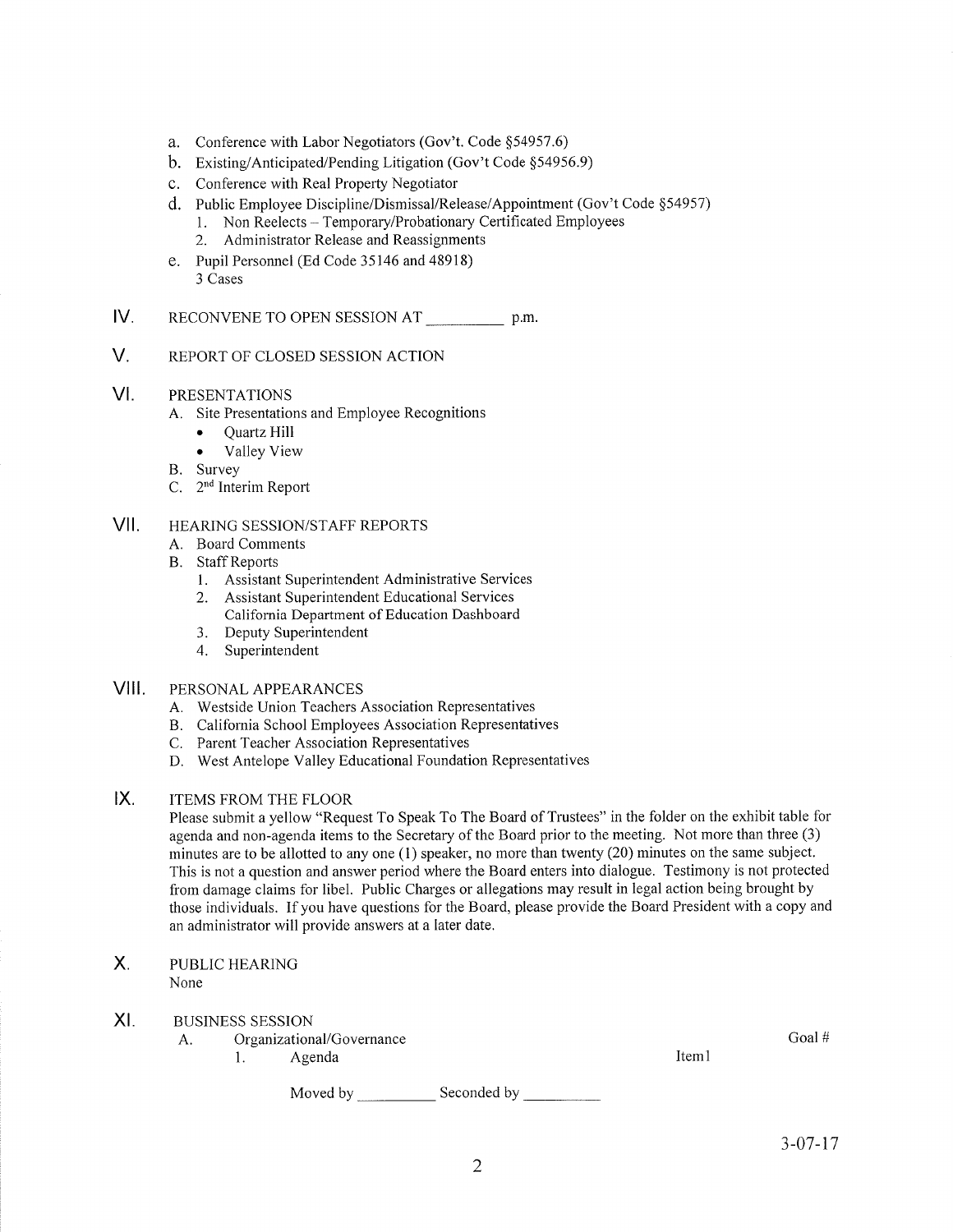a. Conference with Labor Negotiators (Gov't. Code §54957.6)
b. Existing/Anticipated/Pending Litigation (Gov't Code §54956.9)
c. Conference with Real Property Negotiator
d. Public Employee Discipline/Dismissal/Release/Appointment (Gov't Code §54957)
   1. Non Reelects – Temporary/Probationary Certificated Employees
   2. Administrator Release and Reassignments
e. Pupil Personnel (Ed Code 35146 and 48918)
   3 Cases

## IV. RECONVENE TO OPEN SESSION AT __________ p.m.

## V. REPORT OF CLOSED SESSION ACTION

## VI. PRESENTATIONS

A. Site Presentations and Employee Recognitions
   - Quartz Hill
   - Valley View

B. Survey
C. 2nd Interim Report

## VII. HEARING SESSION/STAFF REPORTS

A. Board Comments
B. Staff Reports
   1. Assistant Superintendent Administrative Services
   2. Assistant Superintendent Educational Services
      California Department of Education Dashboard
   3. Deputy Superintendent
   4. Superintendent

## VIII. PERSONAL APPEARANCES

A. Westside Union Teachers Association Representatives
B. California School Employees Association Representatives
C. Parent Teacher Association Representatives
D. West Antelope Valley Educational Foundation Representatives

## IX. ITEMS FROM THE FLOOR

Please submit a yellow "Request To Speak To The Board of Trustees" in the folder on the exhibit table for agenda and non-agenda items to the Secretary of the Board prior to the meeting. Not more than three (3) minutes are to be allotted to any one (1) speaker, no more than twenty (20) minutes on the same subject. This is not a question and answer period where the Board enters into dialogue. Testimony is not protected from damage claims for libel. Public Charges or allegations may result in legal action being brought by those individuals. If you have questions for the Board, please provide the Board President with a copy and an administrator will provide answers at a later date.

## X. PUBLIC HEARING

None

## XI. BUSINESS SESSION

A. Organizational/Governance — Goal #
   1. Agenda — Item1

Moved by __________ Seconded by __________

3-07-17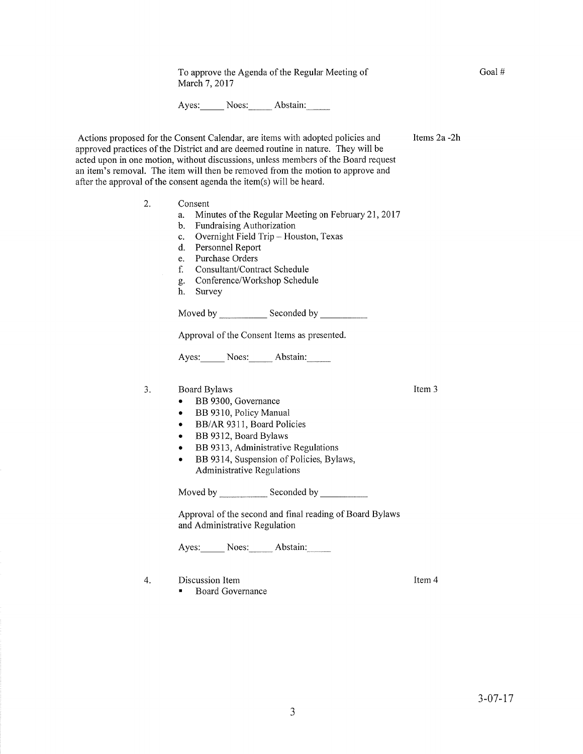To approve the Agenda of the Regular Meeting of March 7, 2017

Goal #

Ayes:_____ Noes:_____ Abstain:_____

Actions proposed for the Consent Calendar, are items with adopted policies and approved practices of the District and are deemed routine in nature. They will be acted upon in one motion, without discussions, unless members of the Board request an item's removal. The item will then be removed from the motion to approve and after the approval of the consent agenda the item(s) will be heard.

Items 2a -2h

2. Consent
   a. Minutes of the Regular Meeting on February 21, 2017
   b. Fundraising Authorization
   c. Overnight Field Trip – Houston, Texas
   d. Personnel Report
   e. Purchase Orders
   f. Consultant/Contract Schedule
   g. Conference/Workshop Schedule
   h. Survey

   Moved by __________ Seconded by __________

   Approval of the Consent Items as presented.

   Ayes:_____ Noes:_____ Abstain:_____

3. Board Bylaws

   Item 3

   - BB 9300, Governance
   - BB 9310, Policy Manual
   - BB/AR 9311, Board Policies
   - BB 9312, Board Bylaws
   - BB 9313, Administrative Regulations
   - BB 9314, Suspension of Policies, Bylaws, Administrative Regulations

   Moved by __________ Seconded by __________

   Approval of the second and final reading of Board Bylaws and Administrative Regulation

   Ayes:_____ Noes:_____ Abstain:_____

4. Discussion Item

   Item 4

   - Board Governance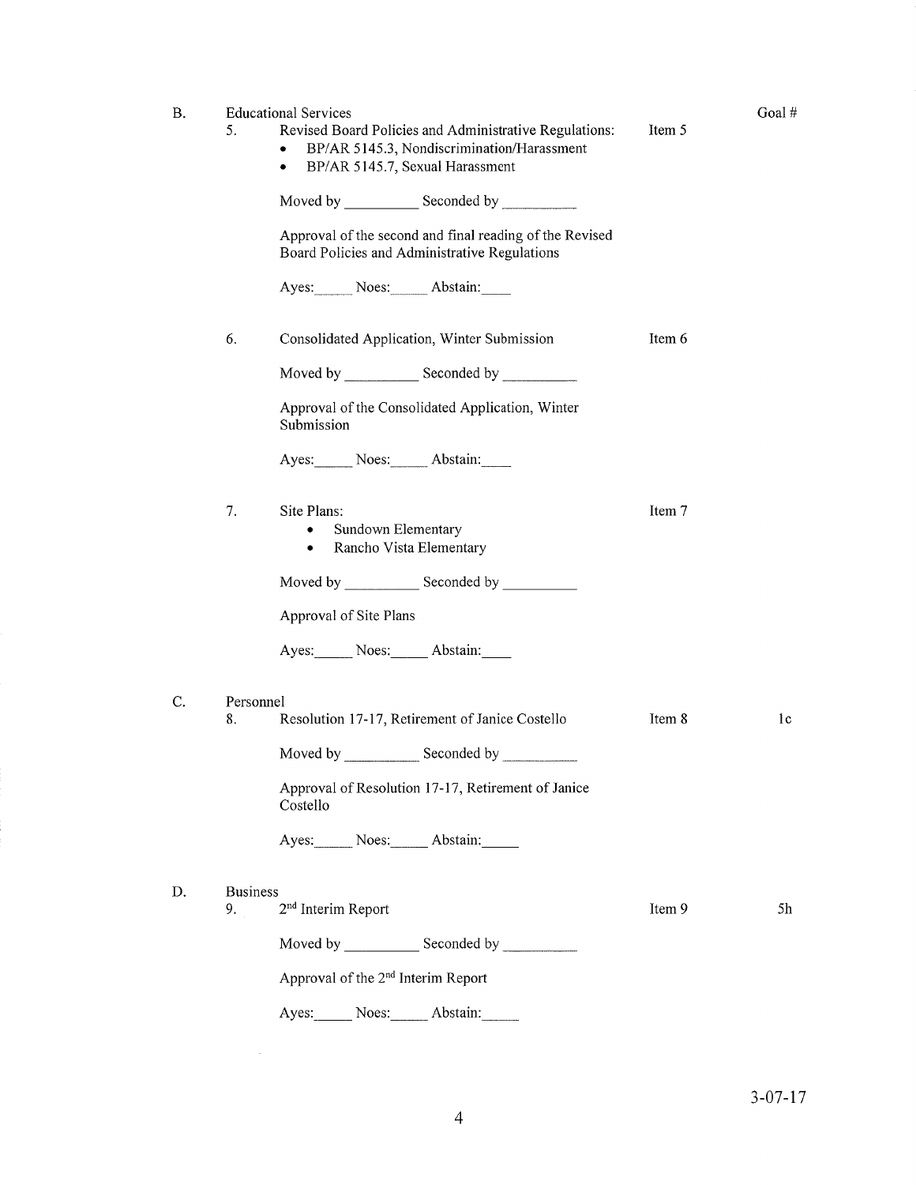B. Educational Services

Goal #

5. Revised Board Policies and Administrative Regulations: Item 5
   - BP/AR 5145.3, Nondiscrimination/Harassment
   - BP/AR 5145.7, Sexual Harassment

   Moved by __________ Seconded by __________

   Approval of the second and final reading of the Revised Board Policies and Administrative Regulations

   Ayes:_____ Noes:_____ Abstain:____

6. Consolidated Application, Winter Submission Item 6

   Moved by __________ Seconded by __________

   Approval of the Consolidated Application, Winter Submission

   Ayes:_____ Noes:_____ Abstain:____

7. Site Plans: Item 7
   - Sundown Elementary
   - Rancho Vista Elementary

   Moved by __________ Seconded by __________

   Approval of Site Plans

   Ayes:_____ Noes:_____ Abstain:____

C. Personnel

8. Resolution 17-17, Retirement of Janice Costello Item 8 1c

   Moved by __________ Seconded by __________

   Approval of Resolution 17-17, Retirement of Janice Costello

   Ayes:_____ Noes:_____ Abstain:_____

D. Business

9. 2nd Interim Report Item 9 5h

   Moved by __________ Seconded by __________

   Approval of the 2nd Interim Report

   Ayes:_____ Noes:_____ Abstain:_____

3-07-17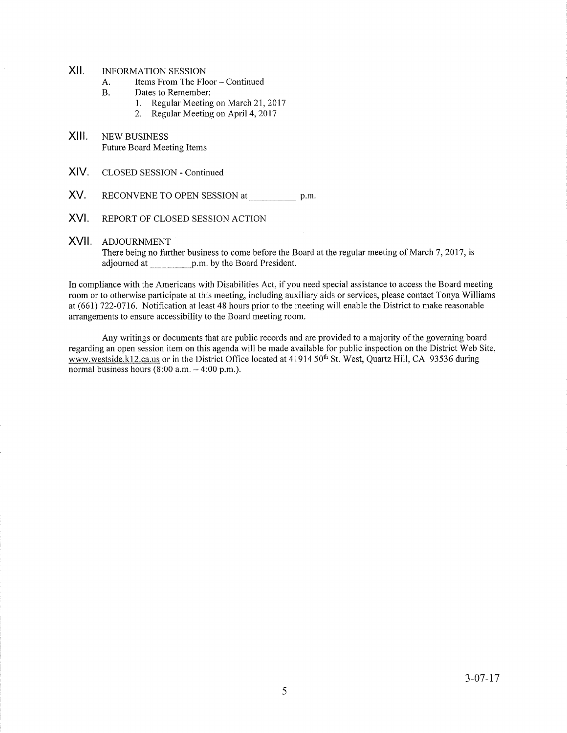## XII. INFORMATION SESSION

A. Items From The Floor – Continued

B. Dates to Remember:

1. Regular Meeting on March 21, 2017
2. Regular Meeting on April 4, 2017

## XIII. NEW BUSINESS

Future Board Meeting Items

## XIV. CLOSED SESSION - Continued

## XV. RECONVENE TO OPEN SESSION at __________ p.m.

## XVI. REPORT OF CLOSED SESSION ACTION

## XVII. ADJOURNMENT

There being no further business to come before the Board at the regular meeting of March 7, 2017, is adjourned at _________p.m. by the Board President.

In compliance with the Americans with Disabilities Act, if you need special assistance to access the Board meeting room or to otherwise participate at this meeting, including auxiliary aids or services, please contact Tonya Williams at (661) 722-0716. Notification at least 48 hours prior to the meeting will enable the District to make reasonable arrangements to ensure accessibility to the Board meeting room.

Any writings or documents that are public records and are provided to a majority of the governing board regarding an open session item on this agenda will be made available for public inspection on the District Web Site, www.westside.k12.ca.us or in the District Office located at 41914 50th St. West, Quartz Hill, CA 93536 during normal business hours (8:00 a.m. – 4:00 p.m.).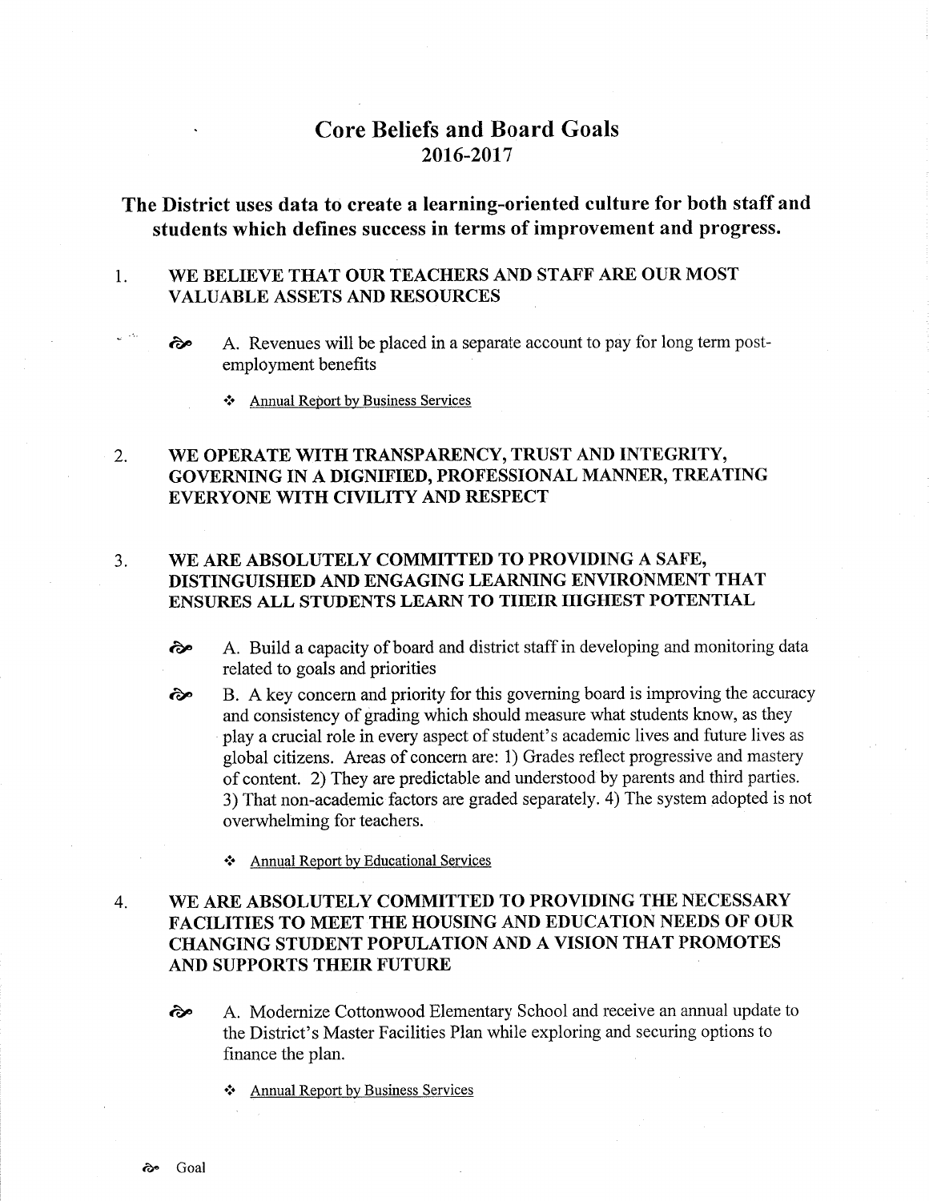# Core Beliefs and Board Goals
## 2016-2017

### The District uses data to create a learning-oriented culture for both staff and students which defines success in terms of improvement and progress.

1. **WE BELIEVE THAT OUR TEACHERS AND STAFF ARE OUR MOST VALUABLE ASSETS AND RESOURCES**

   - A. Revenues will be placed in a separate account to pay for long term post-employment benefits

     - Annual Report by Business Services

2. **WE OPERATE WITH TRANSPARENCY, TRUST AND INTEGRITY, GOVERNING IN A DIGNIFIED, PROFESSIONAL MANNER, TREATING EVERYONE WITH CIVILITY AND RESPECT**

3. **WE ARE ABSOLUTELY COMMITTED TO PROVIDING A SAFE, DISTINGUISHED AND ENGAGING LEARNING ENVIRONMENT THAT ENSURES ALL STUDENTS LEARN TO THEIR HIGHEST POTENTIAL**

   - A. Build a capacity of board and district staff in developing and monitoring data related to goals and priorities
   - B. A key concern and priority for this governing board is improving the accuracy and consistency of grading which should measure what students know, as they play a crucial role in every aspect of student's academic lives and future lives as global citizens. Areas of concern are: 1) Grades reflect progressive and mastery of content. 2) They are predictable and understood by parents and third parties. 3) That non-academic factors are graded separately. 4) The system adopted is not overwhelming for teachers.

     - Annual Report by Educational Services

4. **WE ARE ABSOLUTELY COMMITTED TO PROVIDING THE NECESSARY FACILITIES TO MEET THE HOUSING AND EDUCATION NEEDS OF OUR CHANGING STUDENT POPULATION AND A VISION THAT PROMOTES AND SUPPORTS THEIR FUTURE**

   - A. Modernize Cottonwood Elementary School and receive an annual update to the District's Master Facilities Plan while exploring and securing options to finance the plan.

     - Annual Report by Business Services

Legend: bullet marker = Goal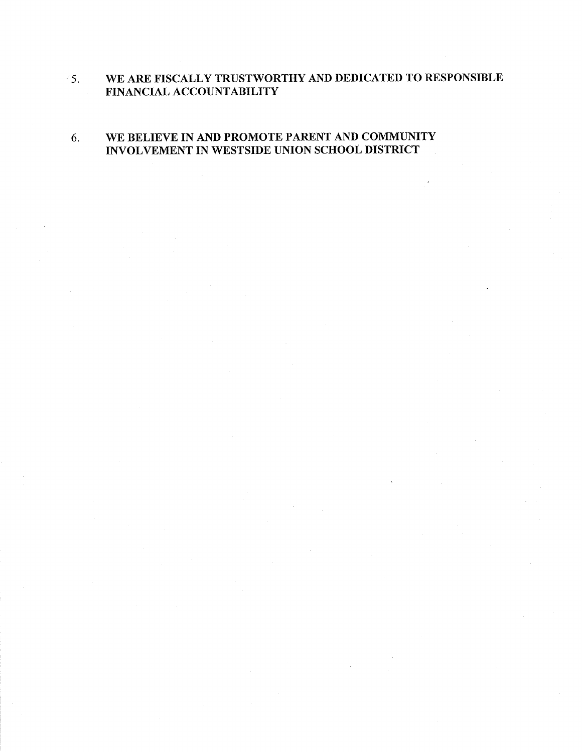5. **WE ARE FISCALLY TRUSTWORTHY AND DEDICATED TO RESPONSIBLE FINANCIAL ACCOUNTABILITY**

6. **WE BELIEVE IN AND PROMOTE PARENT AND COMMUNITY INVOLVEMENT IN WESTSIDE UNION SCHOOL DISTRICT**